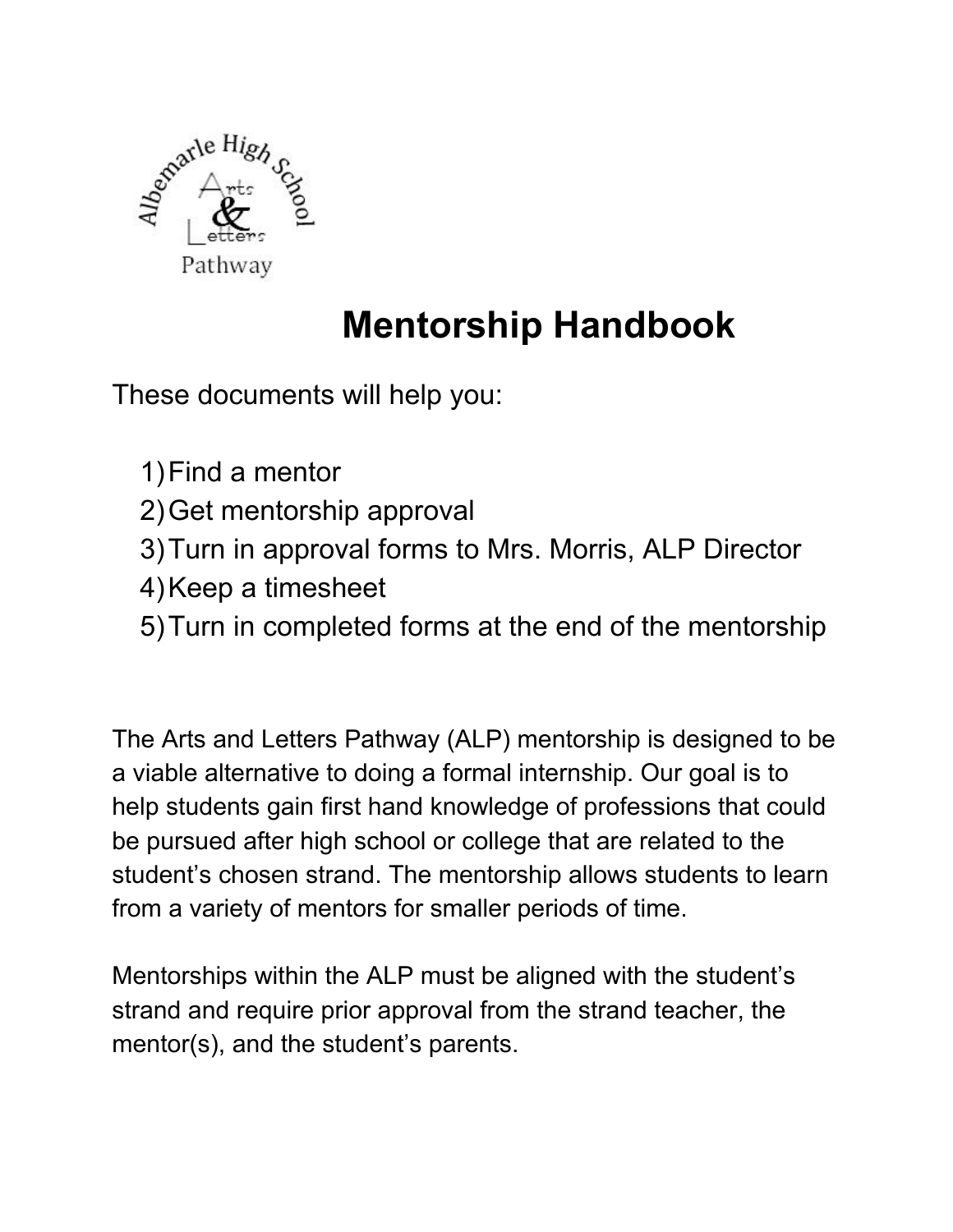# Mentorship Handbook

These documents will help you:

1) Find a mentor
2) Get mentorship approval
3) Turn in approval forms to Mrs. Morris, ALP Director
4) Keep a timesheet
5) Turn in completed forms at the end of the mentorship

The Arts and Letters Pathway (ALP) mentorship is designed to be a viable alternative to doing a formal internship. Our goal is to help students gain first hand knowledge of professions that could be pursued after high school or college that are related to the student's chosen strand. The mentorship allows students to learn from a variety of mentors for smaller periods of time.

Mentorships within the ALP must be aligned with the student's strand and require prior approval from the strand teacher, the mentor(s), and the student's parents.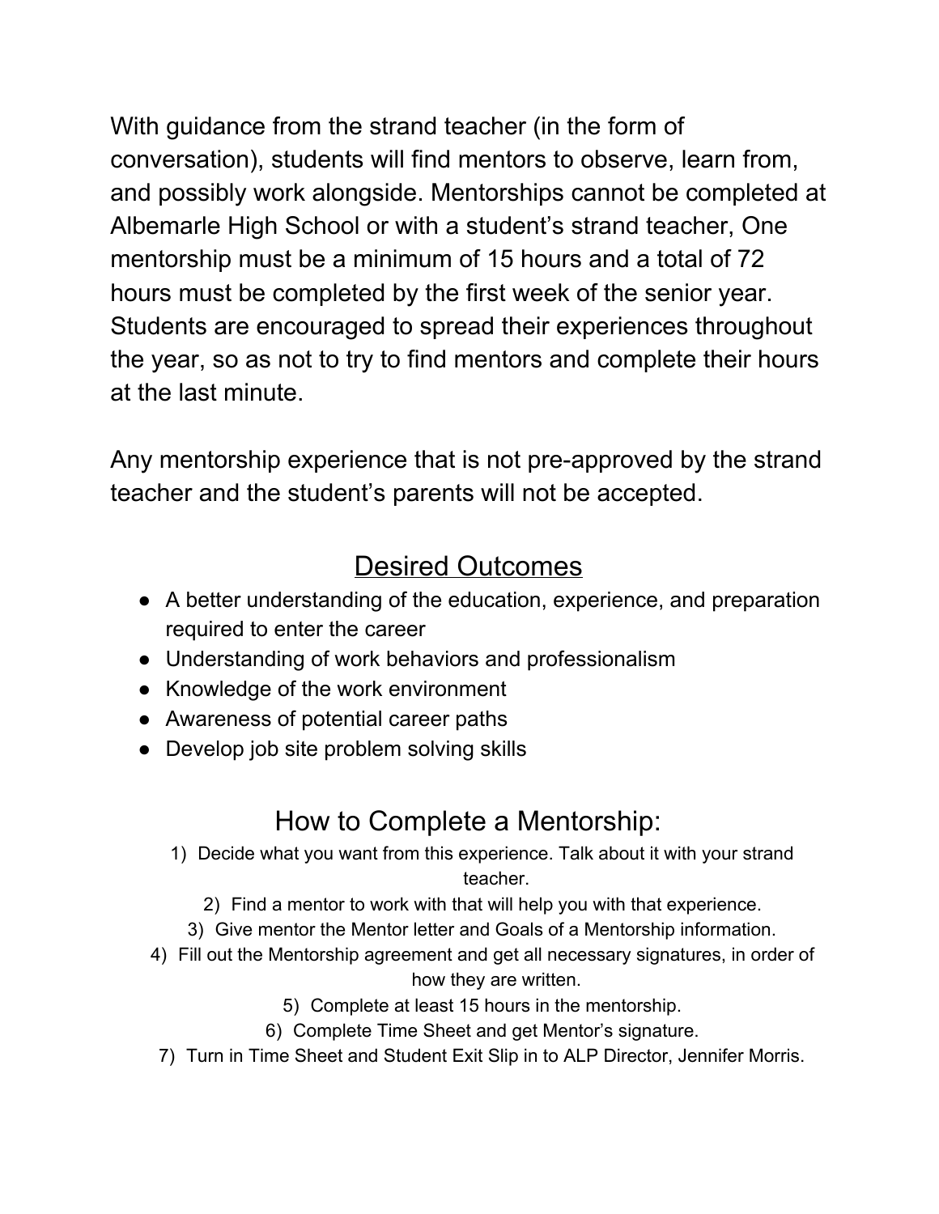With guidance from the strand teacher (in the form of conversation), students will find mentors to observe, learn from, and possibly work alongside. Mentorships cannot be completed at Albemarle High School or with a student's strand teacher, One mentorship must be a minimum of 15 hours and a total of 72 hours must be completed by the first week of the senior year. Students are encouraged to spread their experiences throughout the year, so as not to try to find mentors and complete their hours at the last minute.

Any mentorship experience that is not pre-approved by the strand teacher and the student's parents will not be accepted.

## Desired Outcomes

- A better understanding of the education, experience, and preparation required to enter the career
- Understanding of work behaviors and professionalism
- Knowledge of the work environment
- Awareness of potential career paths
- Develop job site problem solving skills

## How to Complete a Mentorship:

1) Decide what you want from this experience. Talk about it with your strand teacher.
2) Find a mentor to work with that will help you with that experience.
3) Give mentor the Mentor letter and Goals of a Mentorship information.
4) Fill out the Mentorship agreement and get all necessary signatures, in order of how they are written.
5) Complete at least 15 hours in the mentorship.
6) Complete Time Sheet and get Mentor's signature.
7) Turn in Time Sheet and Student Exit Slip in to ALP Director, Jennifer Morris.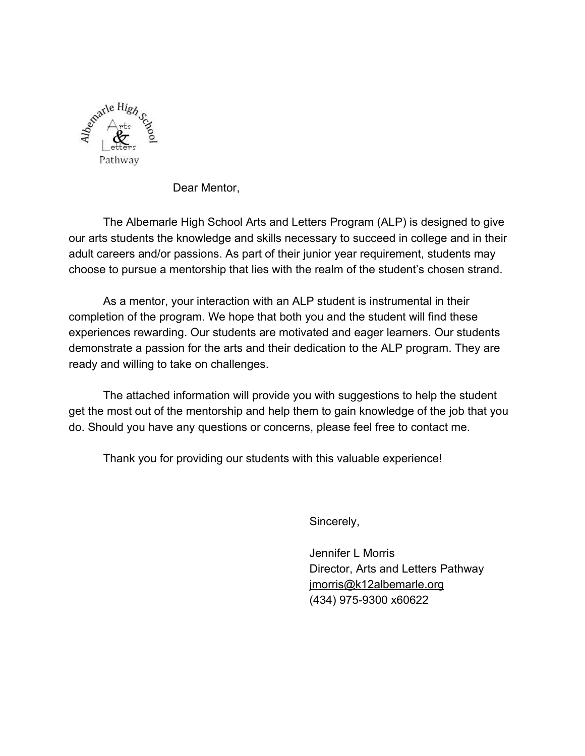Albemarle High School Arts & Letters Pathway

Dear Mentor,

The Albemarle High School Arts and Letters Program (ALP) is designed to give our arts students the knowledge and skills necessary to succeed in college and in their adult careers and/or passions. As part of their junior year requirement, students may choose to pursue a mentorship that lies with the realm of the student's chosen strand.

As a mentor, your interaction with an ALP student is instrumental in their completion of the program. We hope that both you and the student will find these experiences rewarding. Our students are motivated and eager learners. Our students demonstrate a passion for the arts and their dedication to the ALP program. They are ready and willing to take on challenges.

The attached information will provide you with suggestions to help the student get the most out of the mentorship and help them to gain knowledge of the job that you do. Should you have any questions or concerns, please feel free to contact me.

Thank you for providing our students with this valuable experience!

Sincerely,

Jennifer L Morris
Director, Arts and Letters Pathway
jmorris@k12albemarle.org
(434) 975-9300 x60622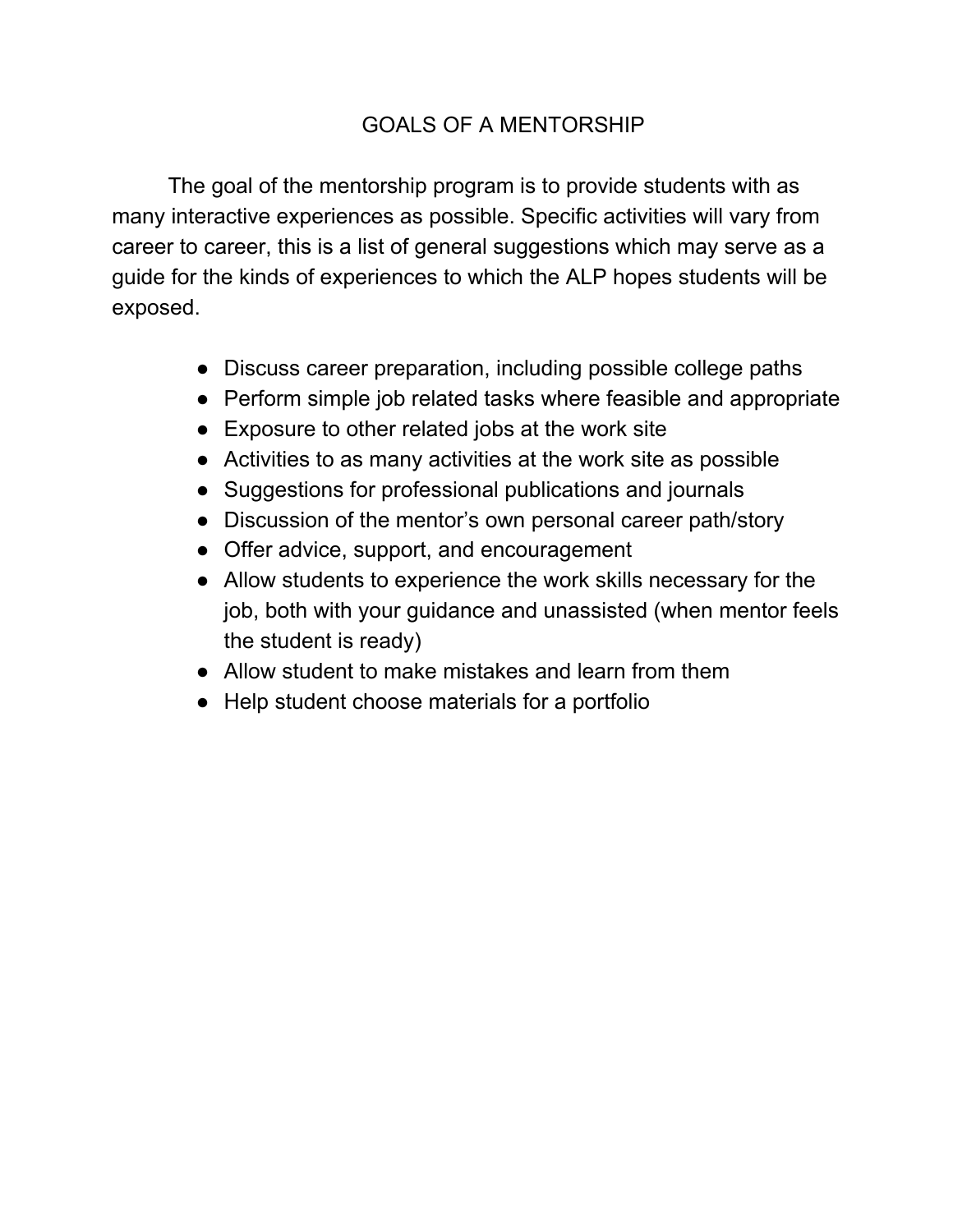# GOALS OF A MENTORSHIP

The goal of the mentorship program is to provide students with as many interactive experiences as possible. Specific activities will vary from career to career, this is a list of general suggestions which may serve as a guide for the kinds of experiences to which the ALP hopes students will be exposed.

- Discuss career preparation, including possible college paths
- Perform simple job related tasks where feasible and appropriate
- Exposure to other related jobs at the work site
- Activities to as many activities at the work site as possible
- Suggestions for professional publications and journals
- Discussion of the mentor's own personal career path/story
- Offer advice, support, and encouragement
- Allow students to experience the work skills necessary for the job, both with your guidance and unassisted (when mentor feels the student is ready)
- Allow student to make mistakes and learn from them
- Help student choose materials for a portfolio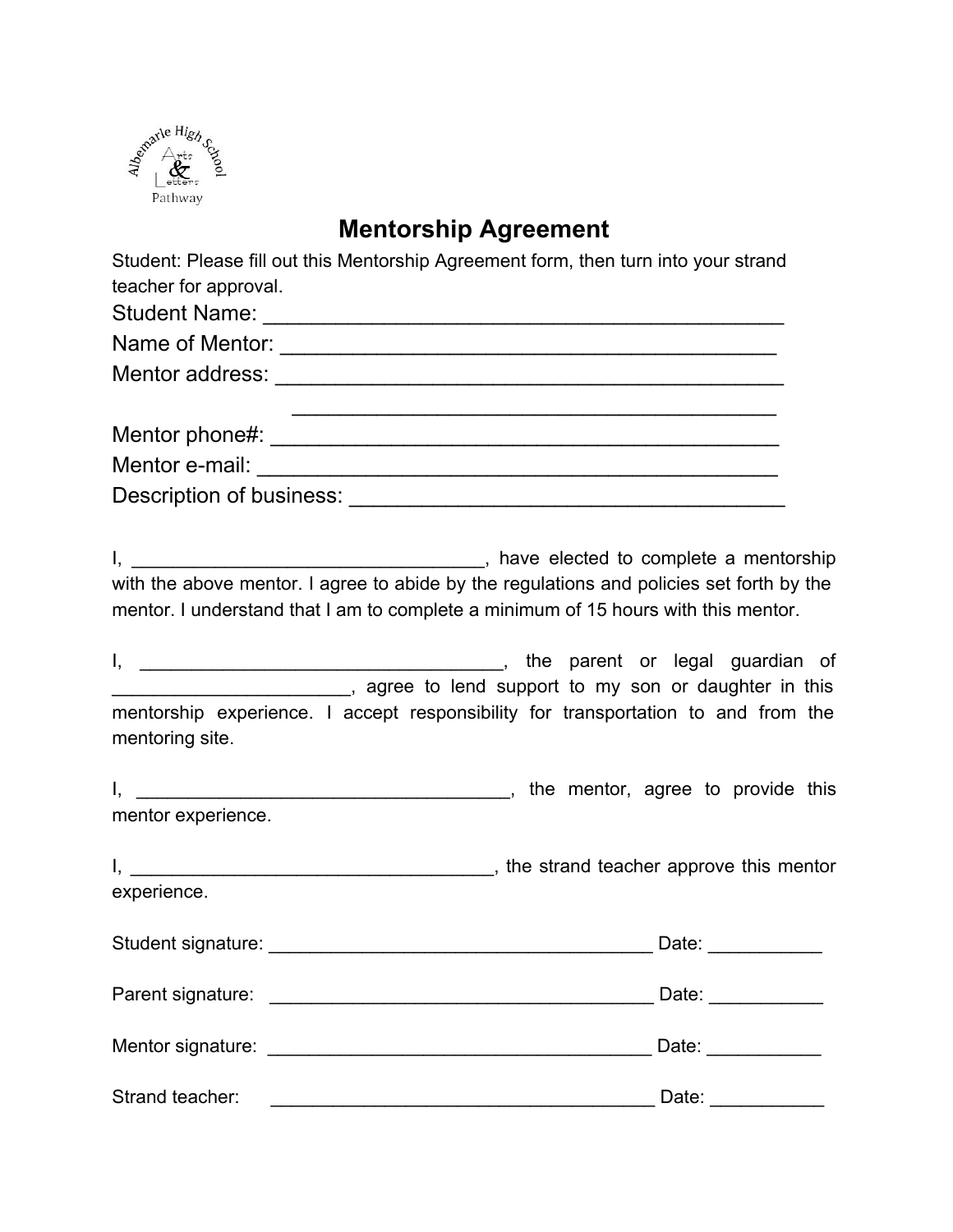Albemarle High School
Arts & Letters
Pathway

# Mentorship Agreement

Student: Please fill out this Mentorship Agreement form, then turn into your strand teacher for approval.

Student Name: ___________________________________________

Name of Mentor: ________________________________________

Mentor address: _________________________________________

_________________________________________

Mentor phone#: _________________________________________

Mentor e-mail: __________________________________________

Description of business: _____________________________________

I, _________________________________, have elected to complete a mentorship with the above mentor. I agree to abide by the regulations and policies set forth by the mentor. I understand that I am to complete a minimum of 15 hours with this mentor.

I, __________________________________, the parent or legal guardian of ______________________, agree to lend support to my son or daughter in this mentorship experience. I accept responsibility for transportation to and from the mentoring site.

I, ___________________________________, the mentor, agree to provide this mentor experience.

I, __________________________________, the strand teacher approve this mentor experience.

Student signature: ____________________________________ Date: ___________

Parent signature: ____________________________________ Date: ___________

Mentor signature: ____________________________________ Date: ___________

Strand teacher: ____________________________________ Date: ___________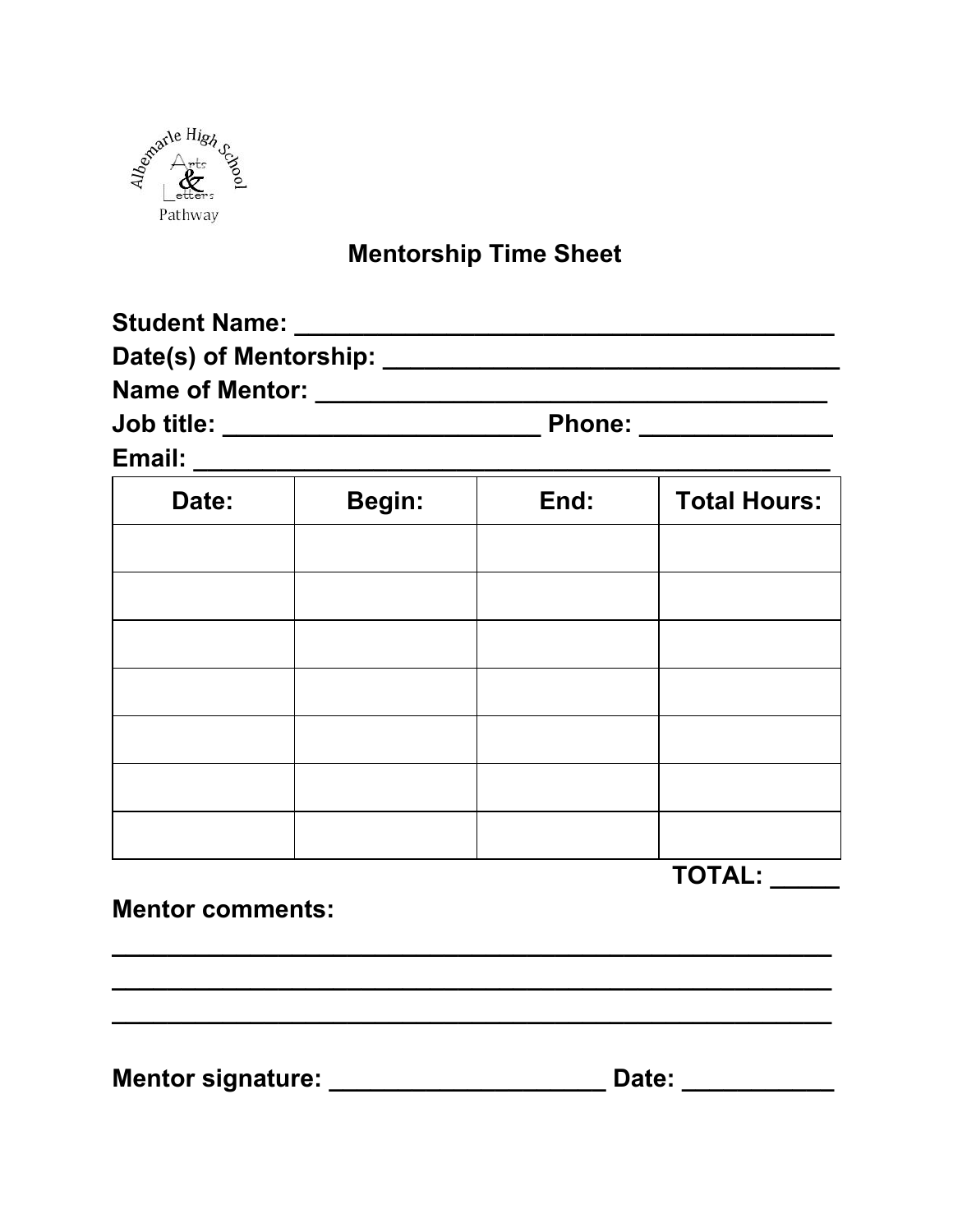Albemarle High School Arts & Letters Pathway

# Mentorship Time Sheet

**Student Name: ________________________________________**

**Date(s) of Mentorship: _________________________________**

**Name of Mentor: ____________________________________**

**Job title: _______________________ Phone: _____________**

**Email: _____________________________________________**

| Date: | Begin: | End: | Total Hours: |
|---|---|---|---|
| | | | |
| | | | |
| | | | |
| | | | |
| | | | |
| | | | |
| | | | |

**TOTAL: _____**

**Mentor comments:**

**___________________________________________________**

**___________________________________________________**

**___________________________________________________**

**Mentor signature: ____________________ Date: ___________**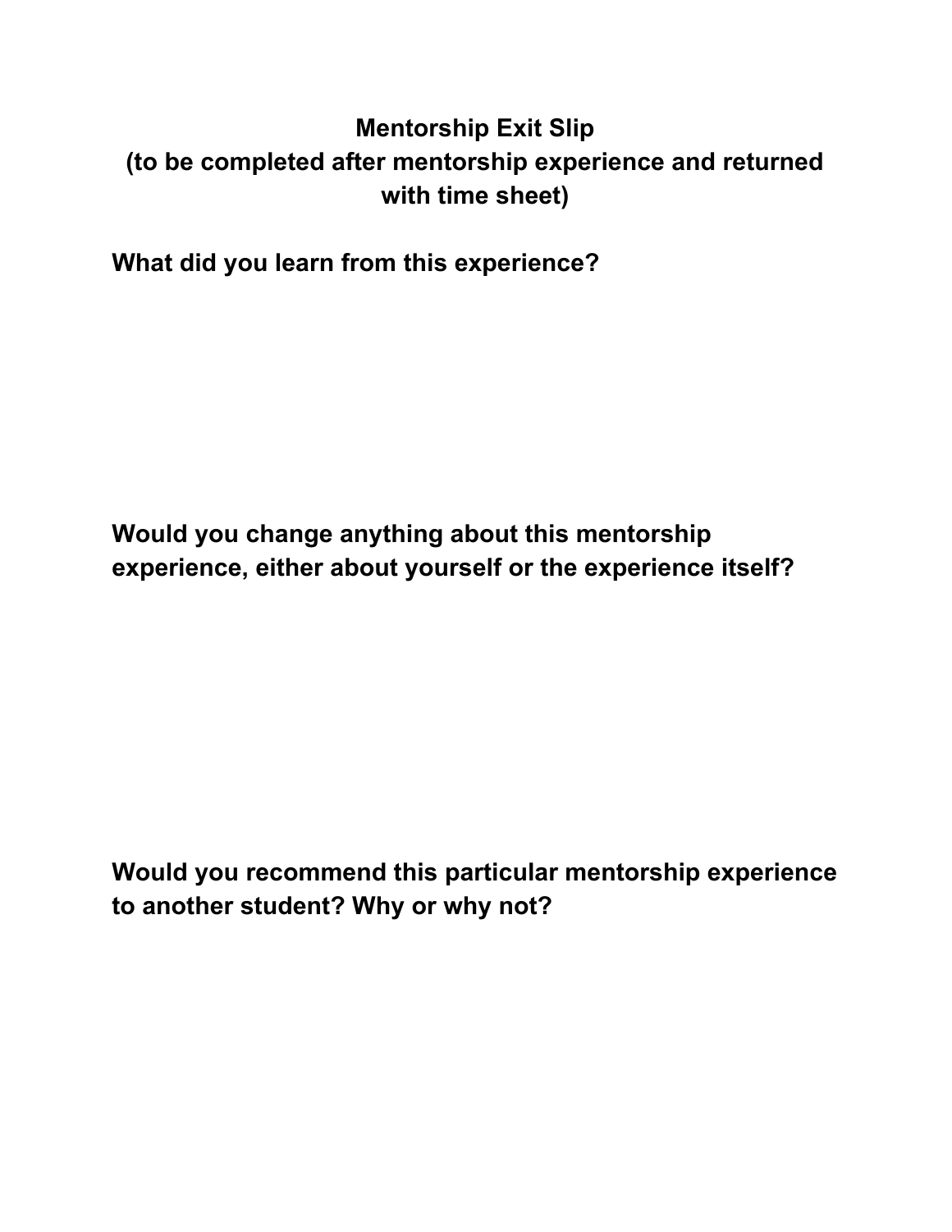# Mentorship Exit Slip
## (to be completed after mentorship experience and returned with time sheet)

**What did you learn from this experience?**

**Would you change anything about this mentorship experience, either about yourself or the experience itself?**

**Would you recommend this particular mentorship experience to another student? Why or why not?**